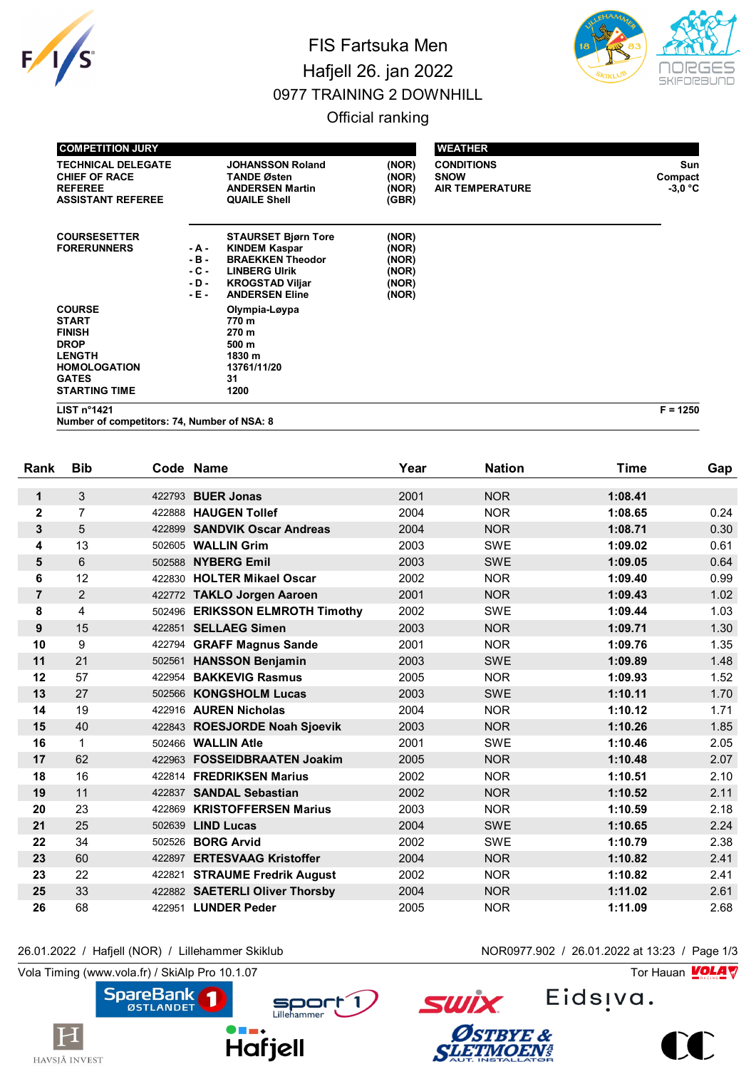# FIS Fartsuka Men

## Hafjell 26. jan 2022

## 0977 TRAINING 2 DOWNHILL

### Official ranking

| COMPETITION JURY | | | |
|---|---|---|---|
| TECHNICAL DELEGATE | | JOHANSSON Roland | (NOR) |
| CHIEF OF RACE | | TANDE Østen | (NOR) |
| REFEREE | | ANDERSEN Martin | (NOR) |
| ASSISTANT REFEREE | | QUAILE Shell | (GBR) |
| COURSESETTER | | STAURSET Bjørn Tore | (NOR) |
| FORERUNNERS | - A - | KINDEM Kaspar | (NOR) |
| | - B - | BRAEKKEN Theodor | (NOR) |
| | - C - | LINBERG Ulrik | (NOR) |
| | - D - | KROGSTAD Viljar | (NOR) |
| | - E - | ANDERSEN Eline | (NOR) |

| WEATHER | |
|---|---|
| CONDITIONS | Sun |
| SNOW | Compact |
| AIR TEMPERATURE | -3,0 °C |

| | |
|---|---|
| COURSE | Olympia-Løypa |
| START | 770 m |
| FINISH | 270 m |
| DROP | 500 m |
| LENGTH | 1830 m |
| HOMOLOGATION | 13761/11/20 |
| GATES | 31 |
| STARTING TIME | 1200 |

LIST n°1421 — F = 1250

Number of competitors: 74, Number of NSA: 8

| Rank | Bib | Code | Name | Year | Nation | Time | Gap |
|---|---|---|---|---|---|---|---|
| 1 | 3 | 422793 | BUER Jonas | 2001 | NOR | 1:08.41 | |
| 2 | 7 | 422888 | HAUGEN Tollef | 2004 | NOR | 1:08.65 | 0.24 |
| 3 | 5 | 422899 | SANDVIK Oscar Andreas | 2004 | NOR | 1:08.71 | 0.30 |
| 4 | 13 | 502605 | WALLIN Grim | 2003 | SWE | 1:09.02 | 0.61 |
| 5 | 6 | 502588 | NYBERG Emil | 2003 | SWE | 1:09.05 | 0.64 |
| 6 | 12 | 422830 | HOLTER Mikael Oscar | 2002 | NOR | 1:09.40 | 0.99 |
| 7 | 2 | 422772 | TAKLO Jorgen Aaroen | 2001 | NOR | 1:09.43 | 1.02 |
| 8 | 4 | 502496 | ERIKSSON ELMROTH Timothy | 2002 | SWE | 1:09.44 | 1.03 |
| 9 | 15 | 422851 | SELLAEG Simen | 2003 | NOR | 1:09.71 | 1.30 |
| 10 | 9 | 422794 | GRAFF Magnus Sande | 2001 | NOR | 1:09.76 | 1.35 |
| 11 | 21 | 502561 | HANSSON Benjamin | 2003 | SWE | 1:09.89 | 1.48 |
| 12 | 57 | 422954 | BAKKEVIG Rasmus | 2005 | NOR | 1:09.93 | 1.52 |
| 13 | 27 | 502566 | KONGSHOLM Lucas | 2003 | SWE | 1:10.11 | 1.70 |
| 14 | 19 | 422916 | AUREN Nicholas | 2004 | NOR | 1:10.12 | 1.71 |
| 15 | 40 | 422843 | ROESJORDE Noah Sjoevik | 2003 | NOR | 1:10.26 | 1.85 |
| 16 | 1 | 502466 | WALLIN Atle | 2001 | SWE | 1:10.46 | 2.05 |
| 17 | 62 | 422963 | FOSSEIDBRAATEN Joakim | 2005 | NOR | 1:10.48 | 2.07 |
| 18 | 16 | 422814 | FREDRIKSEN Marius | 2002 | NOR | 1:10.51 | 2.10 |
| 19 | 11 | 422837 | SANDAL Sebastian | 2002 | NOR | 1:10.52 | 2.11 |
| 20 | 23 | 422869 | KRISTOFFERSEN Marius | 2003 | NOR | 1:10.59 | 2.18 |
| 21 | 25 | 502639 | LIND Lucas | 2004 | SWE | 1:10.65 | 2.24 |
| 22 | 34 | 502526 | BORG Arvid | 2002 | SWE | 1:10.79 | 2.38 |
| 23 | 60 | 422897 | ERTESVAAG Kristoffer | 2004 | NOR | 1:10.82 | 2.41 |
| 23 | 22 | 422821 | STRAUME Fredrik August | 2002 | NOR | 1:10.82 | 2.41 |
| 25 | 33 | 422882 | SAETERLI Oliver Thorsby | 2004 | NOR | 1:11.02 | 2.61 |
| 26 | 68 | 422951 | LUNDER Peder | 2005 | NOR | 1:11.09 | 2.68 |

26.01.2022 / Hafjell (NOR) / Lillehammer Skiklub — NOR0977.902 / 26.01.2022 at 13:23

Vola Timing (www.vola.fr) / SkiAlp Pro 10.1.07 — Tor Hauan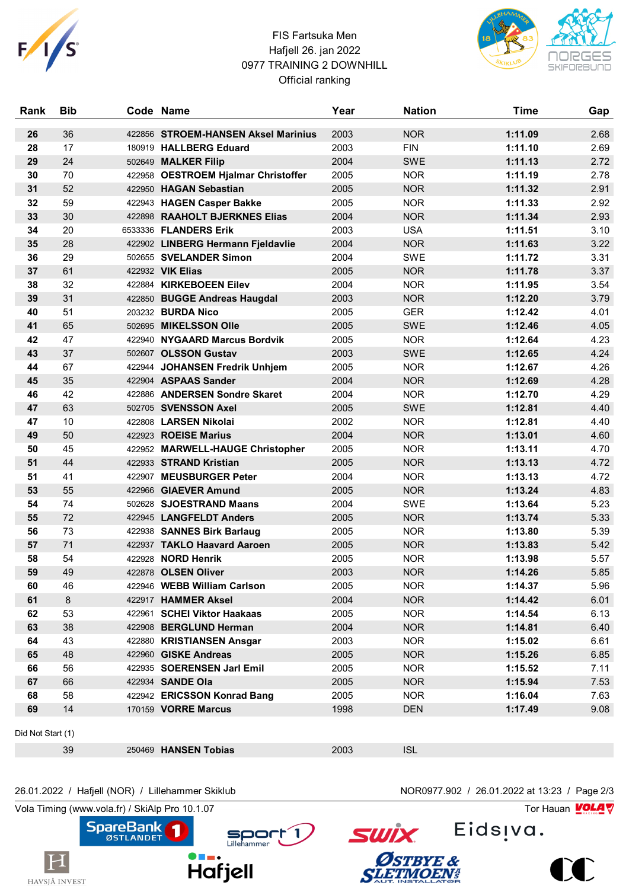FIS Fartsuka Men
Hafjell 26. jan 2022
0977 TRAINING 2 DOWNHILL
Official ranking

| Rank | Bib | Code | Name | Year | Nation | Time | Gap |
|---|---|---|---|---|---|---|---|
| 26 | 36 | 422856 | **STROEM-HANSEN Aksel Marinius** | 2003 | NOR | **1:11.09** | 2.68 |
| 28 | 17 | 180919 | **HALLBERG Eduard** | 2003 | FIN | **1:11.10** | 2.69 |
| 29 | 24 | 502649 | **MALKER Filip** | 2004 | SWE | **1:11.13** | 2.72 |
| 30 | 70 | 422958 | **OESTROEM Hjalmar Christoffer** | 2005 | NOR | **1:11.19** | 2.78 |
| 31 | 52 | 422950 | **HAGAN Sebastian** | 2005 | NOR | **1:11.32** | 2.91 |
| 32 | 59 | 422943 | **HAGEN Casper Bakke** | 2005 | NOR | **1:11.33** | 2.92 |
| 33 | 30 | 422898 | **RAAHOLT BJERKNES Elias** | 2004 | NOR | **1:11.34** | 2.93 |
| 34 | 20 | 6533336 | **FLANDERS Erik** | 2003 | USA | **1:11.51** | 3.10 |
| 35 | 28 | 422902 | **LINBERG Hermann Fjeldavlie** | 2004 | NOR | **1:11.63** | 3.22 |
| 36 | 29 | 502655 | **SVELANDER Simon** | 2004 | SWE | **1:11.72** | 3.31 |
| 37 | 61 | 422932 | **VIK Elias** | 2005 | NOR | **1:11.78** | 3.37 |
| 38 | 32 | 422884 | **KIRKEBOEEN Eilev** | 2004 | NOR | **1:11.95** | 3.54 |
| 39 | 31 | 422850 | **BUGGE Andreas Haugdal** | 2003 | NOR | **1:12.20** | 3.79 |
| 40 | 51 | 203232 | **BURDA Nico** | 2005 | GER | **1:12.42** | 4.01 |
| 41 | 65 | 502695 | **MIKELSSON Olle** | 2005 | SWE | **1:12.46** | 4.05 |
| 42 | 47 | 422940 | **NYGAARD Marcus Bordvik** | 2005 | NOR | **1:12.64** | 4.23 |
| 43 | 37 | 502607 | **OLSSON Gustav** | 2003 | SWE | **1:12.65** | 4.24 |
| 44 | 67 | 422944 | **JOHANSEN Fredrik Unhjem** | 2005 | NOR | **1:12.67** | 4.26 |
| 45 | 35 | 422904 | **ASPAAS Sander** | 2004 | NOR | **1:12.69** | 4.28 |
| 46 | 42 | 422886 | **ANDERSEN Sondre Skaret** | 2004 | NOR | **1:12.70** | 4.29 |
| 47 | 63 | 502705 | **SVENSSON Axel** | 2005 | SWE | **1:12.81** | 4.40 |
| 47 | 10 | 422808 | **LARSEN Nikolai** | 2002 | NOR | **1:12.81** | 4.40 |
| 49 | 50 | 422923 | **ROEISE Marius** | 2004 | NOR | **1:13.01** | 4.60 |
| 50 | 45 | 422952 | **MARWELL-HAUGE Christopher** | 2005 | NOR | **1:13.11** | 4.70 |
| 51 | 44 | 422933 | **STRAND Kristian** | 2005 | NOR | **1:13.13** | 4.72 |
| 51 | 41 | 422907 | **MEUSBURGER Peter** | 2004 | NOR | **1:13.13** | 4.72 |
| 53 | 55 | 422966 | **GIAEVER Amund** | 2005 | NOR | **1:13.24** | 4.83 |
| 54 | 74 | 502628 | **SJOESTRAND Maans** | 2004 | SWE | **1:13.64** | 5.23 |
| 55 | 72 | 422945 | **LANGFELDT Anders** | 2005 | NOR | **1:13.74** | 5.33 |
| 56 | 73 | 422938 | **SANNES Birk Barlaug** | 2005 | NOR | **1:13.80** | 5.39 |
| 57 | 71 | 422937 | **TAKLO Haavard Aaroen** | 2005 | NOR | **1:13.83** | 5.42 |
| 58 | 54 | 422928 | **NORD Henrik** | 2005 | NOR | **1:13.98** | 5.57 |
| 59 | 49 | 422878 | **OLSEN Oliver** | 2003 | NOR | **1:14.26** | 5.85 |
| 60 | 46 | 422946 | **WEBB William Carlson** | 2005 | NOR | **1:14.37** | 5.96 |
| 61 | 8 | 422917 | **HAMMER Aksel** | 2004 | NOR | **1:14.42** | 6.01 |
| 62 | 53 | 422961 | **SCHEI Viktor Haakaas** | 2005 | NOR | **1:14.54** | 6.13 |
| 63 | 38 | 422908 | **BERGLUND Herman** | 2004 | NOR | **1:14.81** | 6.40 |
| 64 | 43 | 422880 | **KRISTIANSEN Ansgar** | 2003 | NOR | **1:15.02** | 6.61 |
| 65 | 48 | 422960 | **GISKE Andreas** | 2005 | NOR | **1:15.26** | 6.85 |
| 66 | 56 | 422935 | **SOERENSEN Jarl Emil** | 2005 | NOR | **1:15.52** | 7.11 |
| 67 | 66 | 422934 | **SANDE Ola** | 2005 | NOR | **1:15.94** | 7.53 |
| 68 | 58 | 422942 | **ERICSSON Konrad Bang** | 2005 | NOR | **1:16.04** | 7.63 |
| 69 | 14 | 170159 | **VORRE Marcus** | 1998 | DEN | **1:17.49** | 9.08 |

Did Not Start (1)

| Rank | Bib | Code | Name | Year | Nation | Time | Gap |
|---|---|---|---|---|---|---|---|
| | 39 | 250469 | **HANSEN Tobias** | 2003 | ISL | | |

26.01.2022 / Hafjell (NOR) / Lillehammer Skiklub — NOR0977.902 / 26.01.2022 at 13:23

Vola Timing (www.vola.fr) / SkiAlp Pro 10.1.07 — Tor Hauan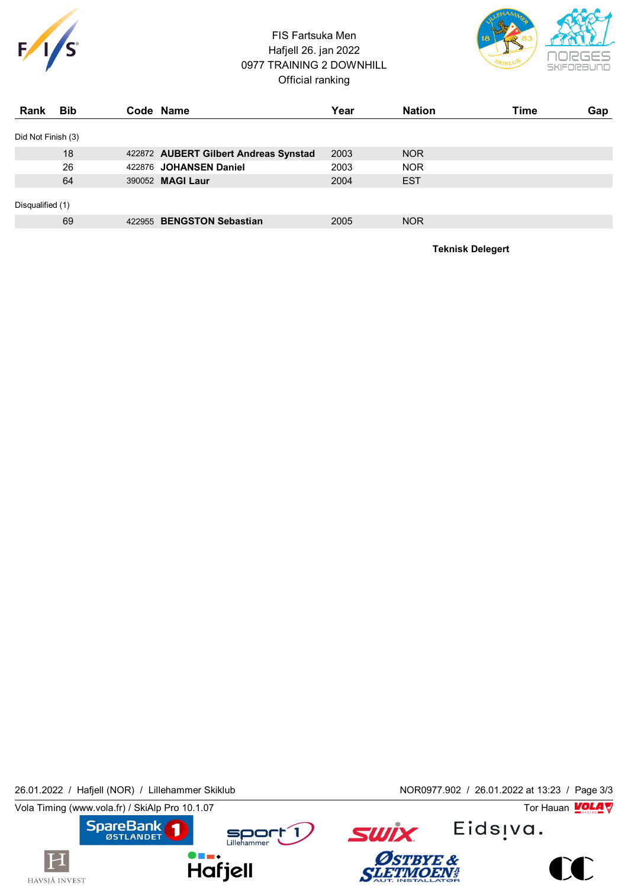FIS Fartsuka Men
Hafjell 26. jan 2022
0977 TRAINING 2 DOWNHILL
Official ranking

| Rank | Bib | Code | Name | Year | Nation | Time | Gap |
|---|---|---|---|---|---|---|---|
| Did Not Finish (3) | | | | | | | |
| | 18 | 422872 | **AUBERT Gilbert Andreas Synstad** | 2003 | NOR | | |
| | 26 | 422876 | **JOHANSEN Daniel** | 2003 | NOR | | |
| | 64 | 390052 | **MAGI Laur** | 2004 | EST | | |
| Disqualified (1) | | | | | | | |
| | 69 | 422955 | **BENGSTON Sebastian** | 2005 | NOR | | |

**Teknisk Delegert**

26.01.2022 / Hafjell (NOR) / Lillehammer Skiklub

NOR0977.902 / 26.01.2022 at 13:23

Vola Timing (www.vola.fr) / SkiAlp Pro 10.1.07

Tor Hauan